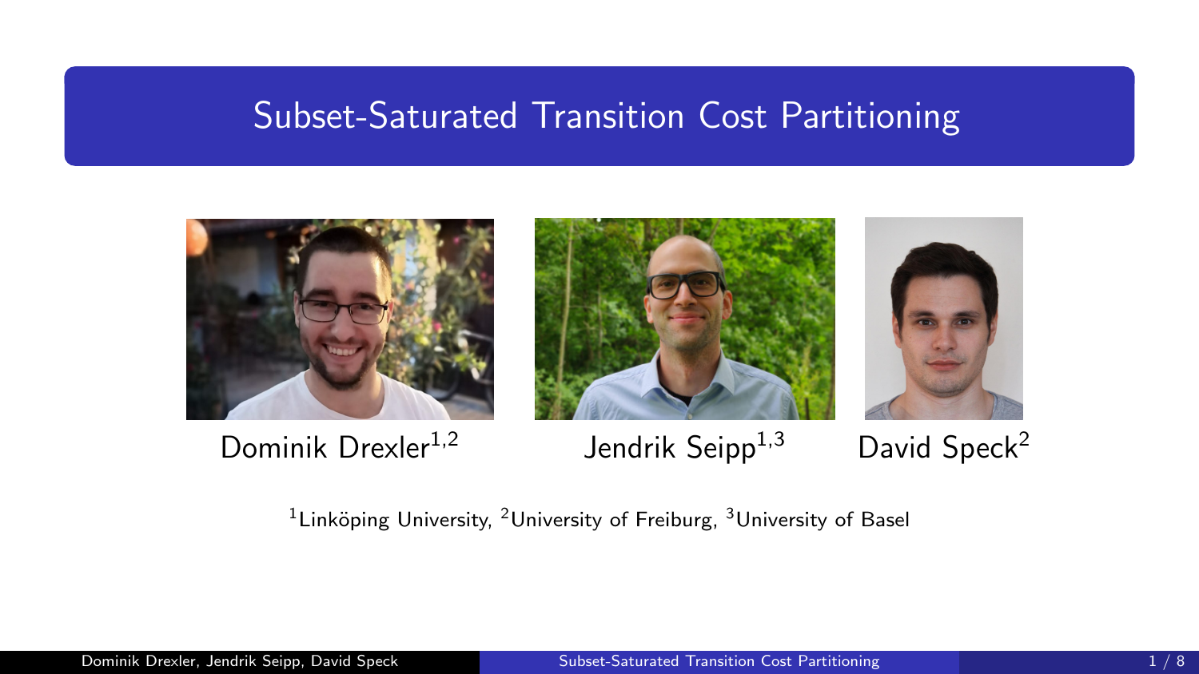# Subset-Saturated Transition Cost Partitioning

Dominik Drexler[1,2] Jendrik Seipp[1,3] David Speck[2]

[1]Linköping University, [2]University of Freiburg, [3]University of Basel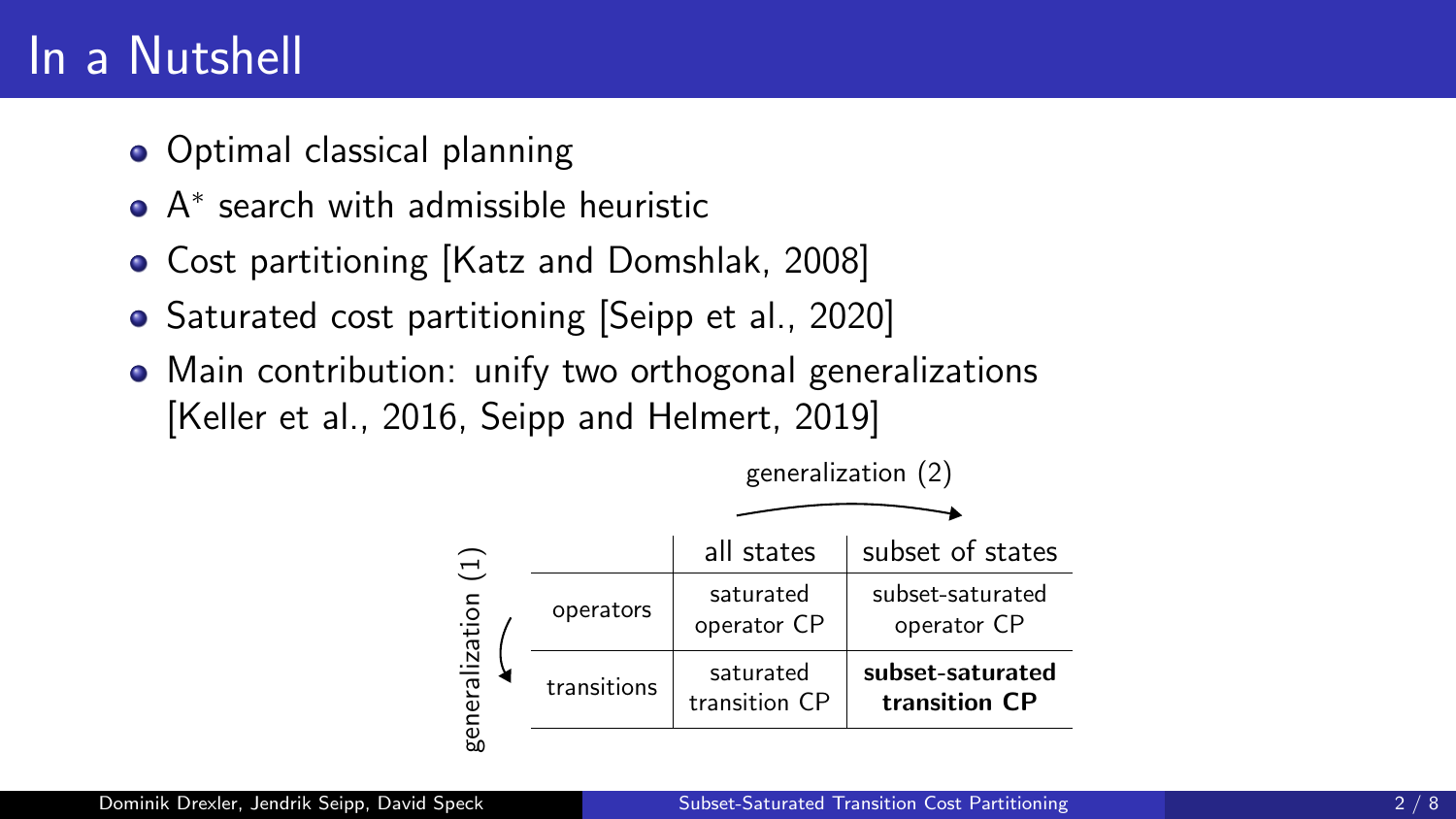# In a Nutshell

- Optimal classical planning
- $A^*$ search with admissible heuristic
- Cost partitioning [Katz and Domshlak, 2008]
- Saturated cost partitioning [Seipp et al., 2020]
- Main contribution: unify two orthogonal generalizations [Keller et al., 2016, Seipp and Helmert, 2019]

generalization (2) →

generalization (1) ↓

| | all states | subset of states |
|---|---|---|
| operators | saturated operator CP | subset-saturated operator CP |
| transitions | saturated transition CP | **subset-saturated transition CP** |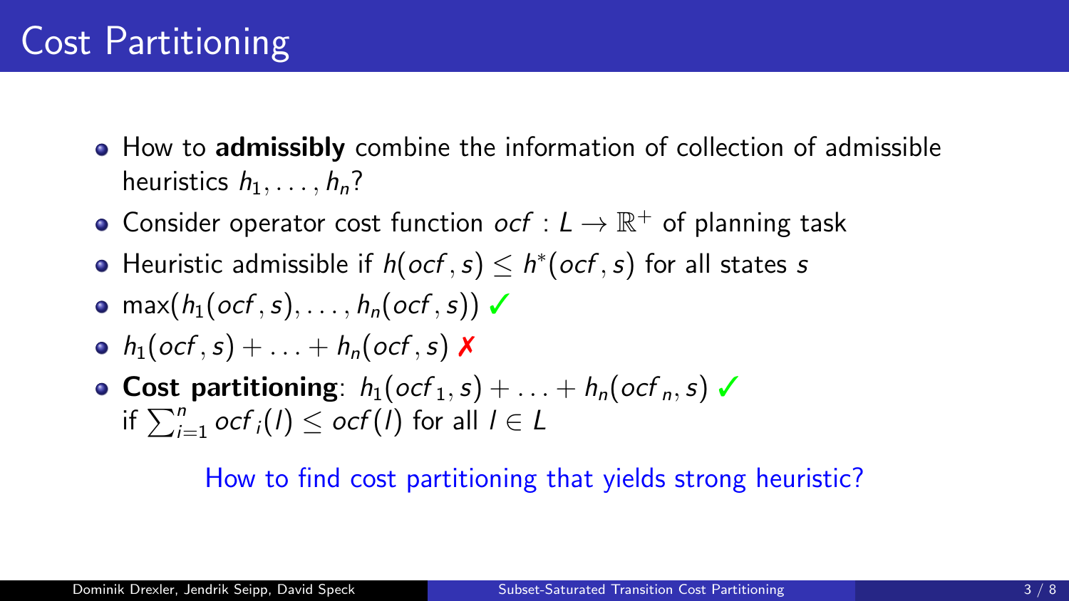# Cost Partitioning

- How to **admissibly** combine the information of collection of admissible heuristics $h_1, \ldots, h_n$?
- Consider operator cost function $ocf : L \to \mathbb{R}^+$ of planning task
- Heuristic admissible if $h(ocf, s) \leq h^*(ocf, s)$ for all states $s$
- $\max(h_1(ocf, s), \ldots, h_n(ocf, s))$ ✓
- $h_1(ocf, s) + \ldots + h_n(ocf, s)$ ✗
- **Cost partitioning**: $h_1(ocf_1, s) + \ldots + h_n(ocf_n, s)$ ✓
  if $\sum_{i=1}^{n} ocf_i(l) \leq ocf(l)$ for all $l \in L$

How to find cost partitioning that yields strong heuristic?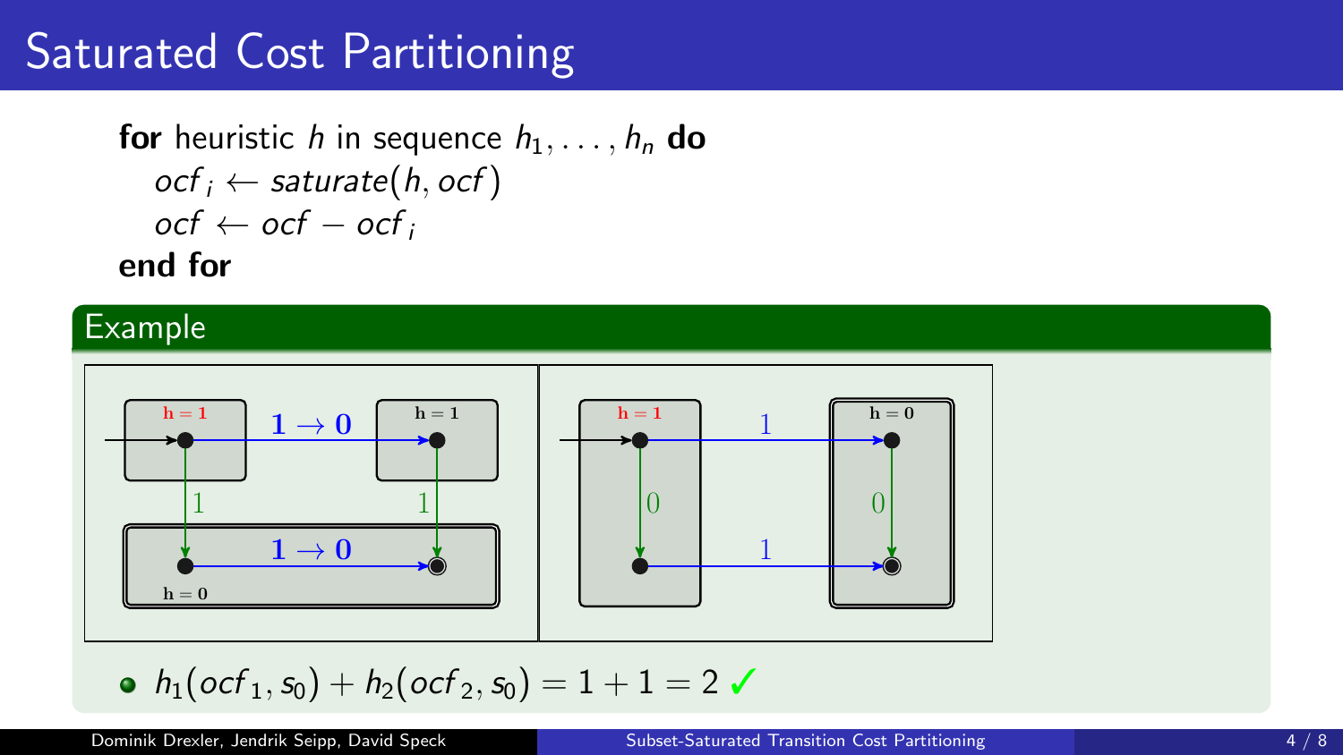# Saturated Cost Partitioning

**for** heuristic $h$ in sequence $h_1, \ldots, h_n$ **do**
  $ocf_i \leftarrow saturate(h, ocf)$
  $ocf \leftarrow ocf - ocf_i$
**end for**

## Example

- $h_1(ocf_1, s_0) + h_2(ocf_2, s_0) = 1 + 1 = 2$ ✓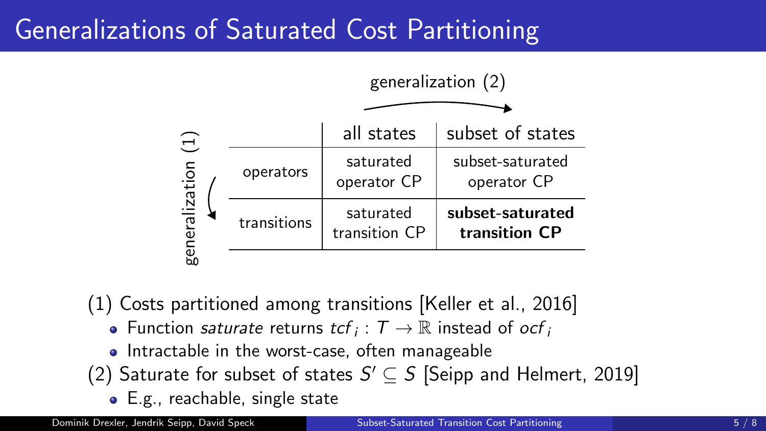# Generalizations of Saturated Cost Partitioning

generalization (2) →

generalization (1) ↓

| | all states | subset of states |
|---|---|---|
| operators | saturated operator CP | subset-saturated operator CP |
| transitions | saturated transition CP | **subset-saturated transition CP** |

(1) Costs partitioned among transitions [Keller et al., 2016]

- Function *saturate* returns $tcf_i : T \to \mathbb{R}$ instead of $ocf_i$
- Intractable in the worst-case, often manageable

(2) Saturate for subset of states $S' \subseteq S$ [Seipp and Helmert, 2019]

- E.g., reachable, single state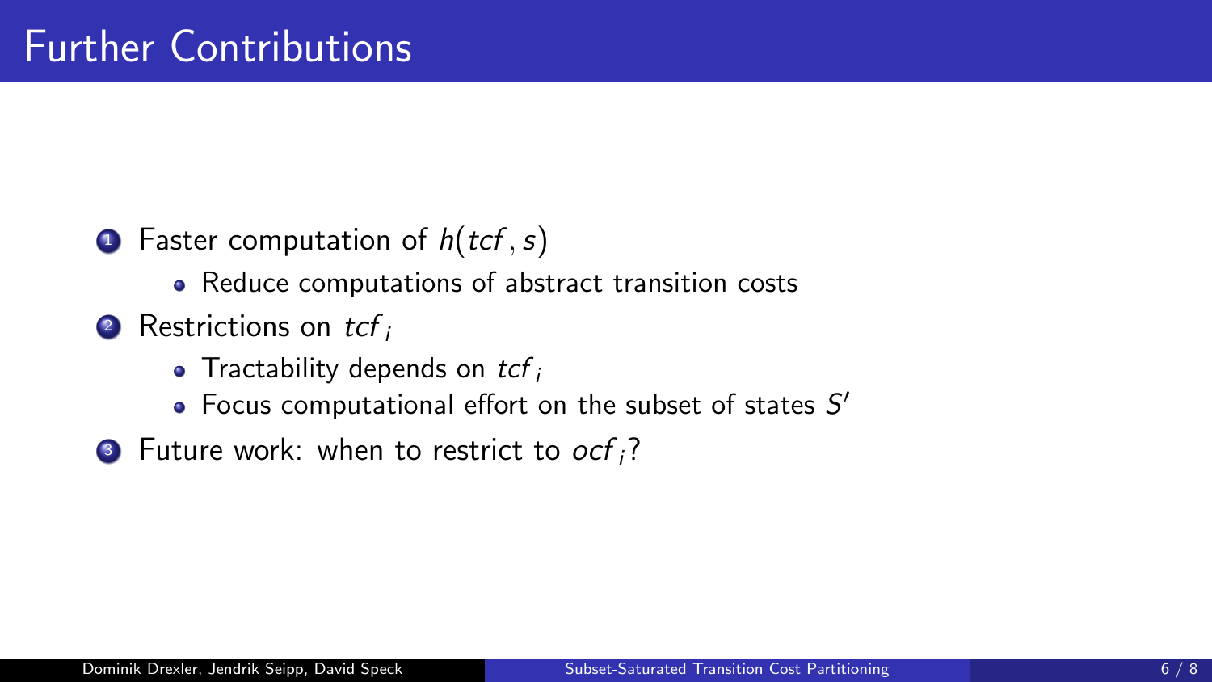# Further Contributions

1. Faster computation of $h(tcf, s)$
   - Reduce computations of abstract transition costs
2. Restrictions on $tcf_i$
   - Tractability depends on $tcf_i$
   - Focus computational effort on the subset of states $S'$
3. Future work: when to restrict to $ocf_i$?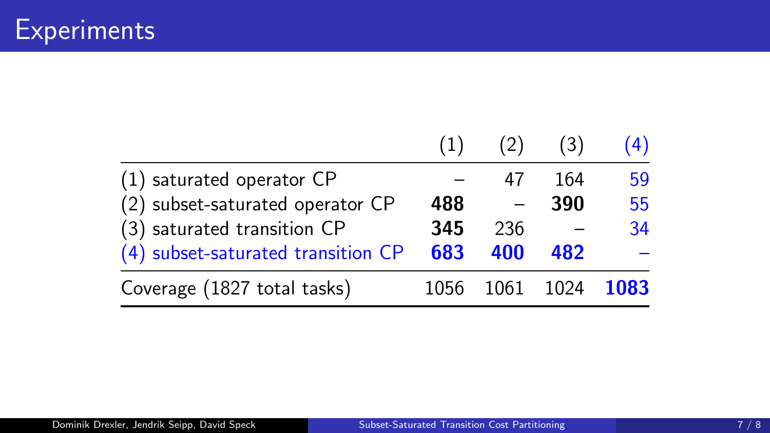# Experiments

| | (1) | (2) | (3) | (4) |
|---|---|---|---|---|
| (1) saturated operator CP | – | 47 | 164 | 59 |
| (2) subset-saturated operator CP | **488** | – | **390** | 55 |
| (3) saturated transition CP | **345** | 236 | – | 34 |
| (4) subset-saturated transition CP | **683** | **400** | **482** | – |
| Coverage (1827 total tasks) | 1056 | 1061 | 1024 | **1083** |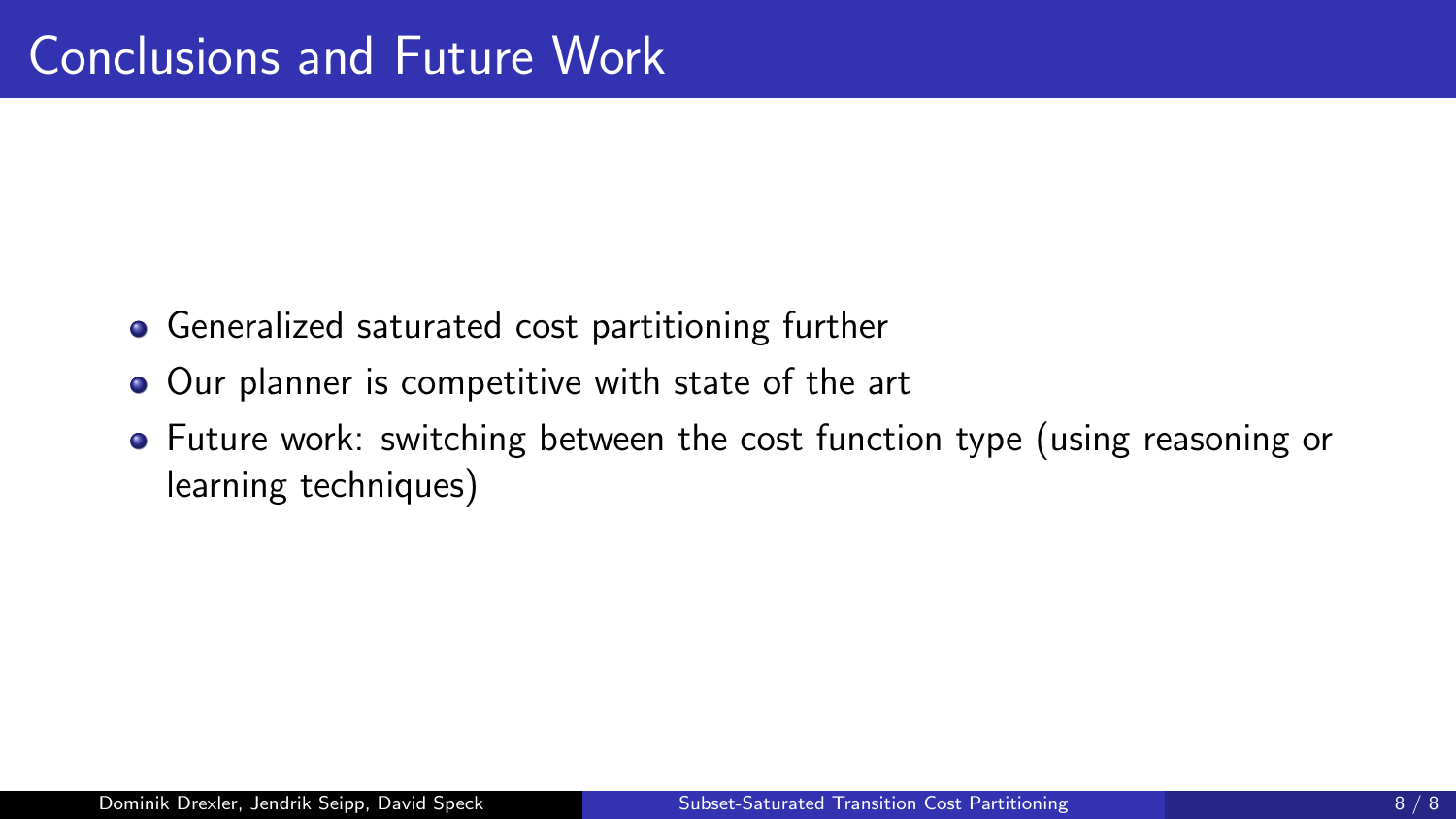# Conclusions and Future Work

- Generalized saturated cost partitioning further
- Our planner is competitive with state of the art
- Future work: switching between the cost function type (using reasoning or learning techniques)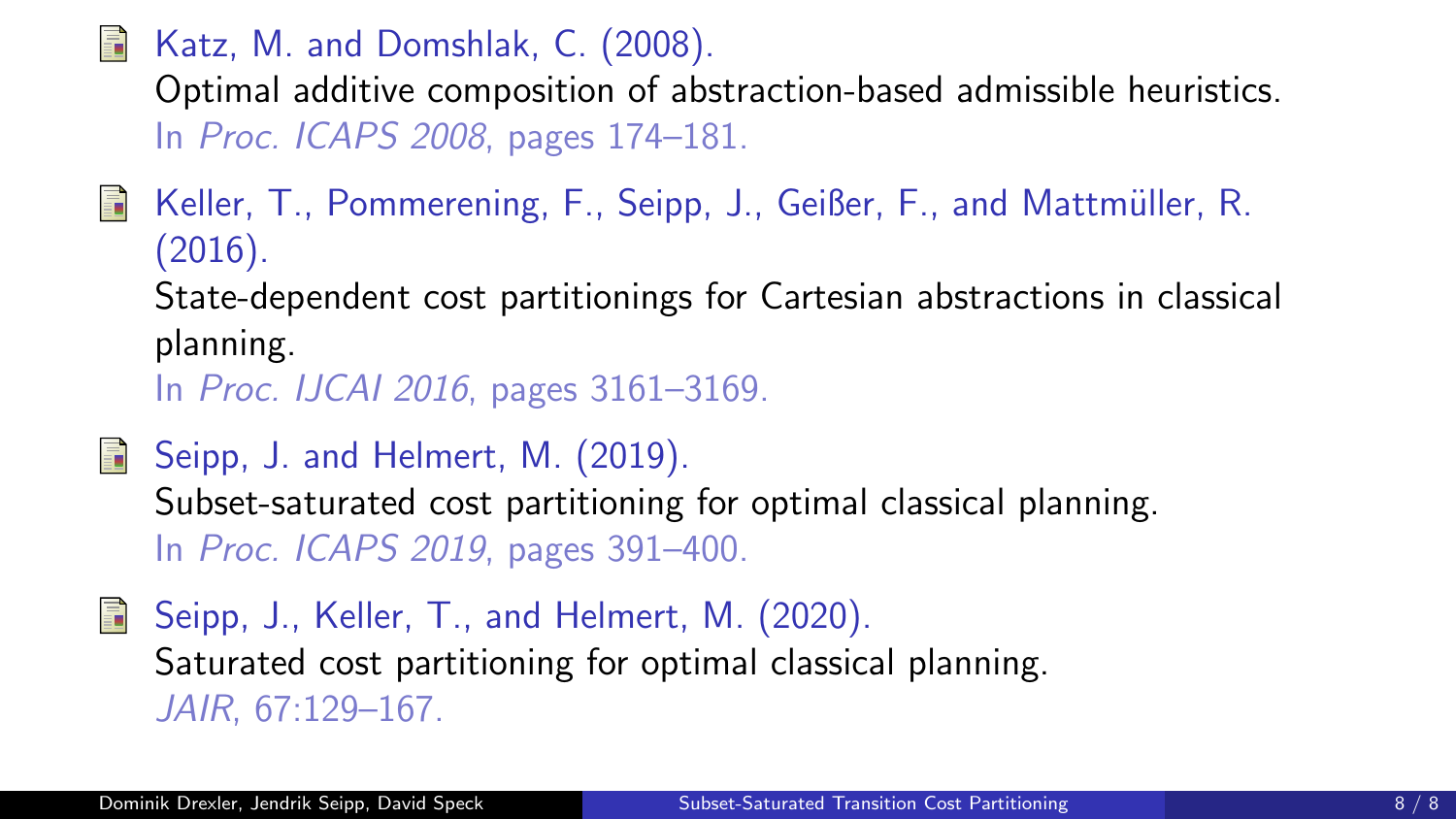- Katz, M. and Domshlak, C. (2008).
  Optimal additive composition of abstraction-based admissible heuristics.
  In *Proc. ICAPS 2008*, pages 174–181.

- Keller, T., Pommerening, F., Seipp, J., Geißer, F., and Mattmüller, R. (2016).
  State-dependent cost partitionings for Cartesian abstractions in classical planning.
  In *Proc. IJCAI 2016*, pages 3161–3169.

- Seipp, J. and Helmert, M. (2019).
  Subset-saturated cost partitioning for optimal classical planning.
  In *Proc. ICAPS 2019*, pages 391–400.

- Seipp, J., Keller, T., and Helmert, M. (2020).
  Saturated cost partitioning for optimal classical planning.
  *JAIR*, 67:129–167.